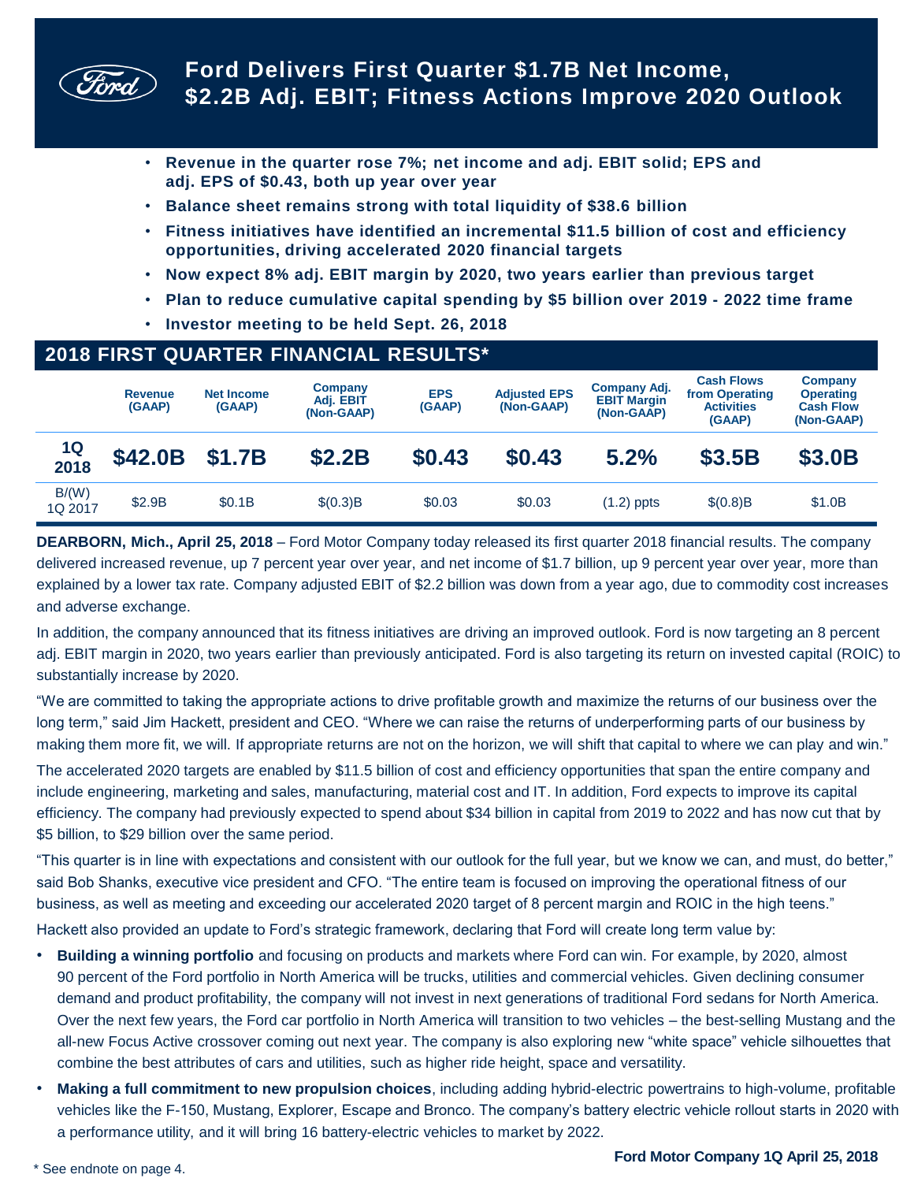# Ford Delivers First Quarter $1.7B Net Income, $2.2B Adj. EBIT; Fitness Actions Improve 2020 Outlook

- **Revenue in the quarter rose 7%; net income and adj. EBIT solid; EPS and adj. EPS of $0.43, both up year over year**
- **Balance sheet remains strong with total liquidity of $38.6 billion**
- **Fitness initiatives have identified an incremental $11.5 billion of cost and efficiency opportunities, driving accelerated 2020 financial targets**
- **Now expect 8% adj. EBIT margin by 2020, two years earlier than previous target**
- **Plan to reduce cumulative capital spending by $5 billion over 2019 - 2022 time frame**
- **Investor meeting to be held Sept. 26, 2018**

## 2018 FIRST QUARTER FINANCIAL RESULTS*

| | Revenue (GAAP) | Net Income (GAAP) | Company Adj. EBIT (Non-GAAP) | EPS (GAAP) | Adjusted EPS (Non-GAAP) | Company Adj. EBIT Margin (Non-GAAP) | Cash Flows from Operating Activities (GAAP) | Company Operating Cash Flow (Non-GAAP) |
|---|---|---|---|---|---|---|---|---|
| **1Q 2018** | **$42.0B** | **$1.7B** | **$2.2B** | **$0.43** | **$0.43** | **5.2%** | **$3.5B** | **$3.0B** |
| B/(W) 1Q 2017 | $2.9B | $0.1B | $(0.3)B | $0.03 | $0.03 | (1.2) ppts | $(0.8)B | $1.0B |

**DEARBORN, Mich., April 25, 2018** – Ford Motor Company today released its first quarter 2018 financial results. The company delivered increased revenue, up 7 percent year over year, and net income of $1.7 billion, up 9 percent year over year, more than explained by a lower tax rate. Company adjusted EBIT of $2.2 billion was down from a year ago, due to commodity cost increases and adverse exchange.

In addition, the company announced that its fitness initiatives are driving an improved outlook. Ford is now targeting an 8 percent adj. EBIT margin in 2020, two years earlier than previously anticipated. Ford is also targeting its return on invested capital (ROIC) to substantially increase by 2020.

"We are committed to taking the appropriate actions to drive profitable growth and maximize the returns of our business over the long term," said Jim Hackett, president and CEO. "Where we can raise the returns of underperforming parts of our business by making them more fit, we will. If appropriate returns are not on the horizon, we will shift that capital to where we can play and win."

The accelerated 2020 targets are enabled by $11.5 billion of cost and efficiency opportunities that span the entire company and include engineering, marketing and sales, manufacturing, material cost and IT. In addition, Ford expects to improve its capital efficiency. The company had previously expected to spend about $34 billion in capital from 2019 to 2022 and has now cut that by $5 billion, to $29 billion over the same period.

"This quarter is in line with expectations and consistent with our outlook for the full year, but we know we can, and must, do better," said Bob Shanks, executive vice president and CFO. "The entire team is focused on improving the operational fitness of our business, as well as meeting and exceeding our accelerated 2020 target of 8 percent margin and ROIC in the high teens."

Hackett also provided an update to Ford's strategic framework, declaring that Ford will create long term value by:

- **Building a winning portfolio** and focusing on products and markets where Ford can win. For example, by 2020, almost 90 percent of the Ford portfolio in North America will be trucks, utilities and commercial vehicles. Given declining consumer demand and product profitability, the company will not invest in next generations of traditional Ford sedans for North America. Over the next few years, the Ford car portfolio in North America will transition to two vehicles – the best-selling Mustang and the all-new Focus Active crossover coming out next year. The company is also exploring new "white space" vehicle silhouettes that combine the best attributes of cars and utilities, such as higher ride height, space and versatility.
- **Making a full commitment to new propulsion choices**, including adding hybrid-electric powertrains to high-volume, profitable vehicles like the F-150, Mustang, Explorer, Escape and Bronco. The company's battery electric vehicle rollout starts in 2020 with a performance utility, and it will bring 16 battery-electric vehicles to market by 2022.

* See endnote on page 4.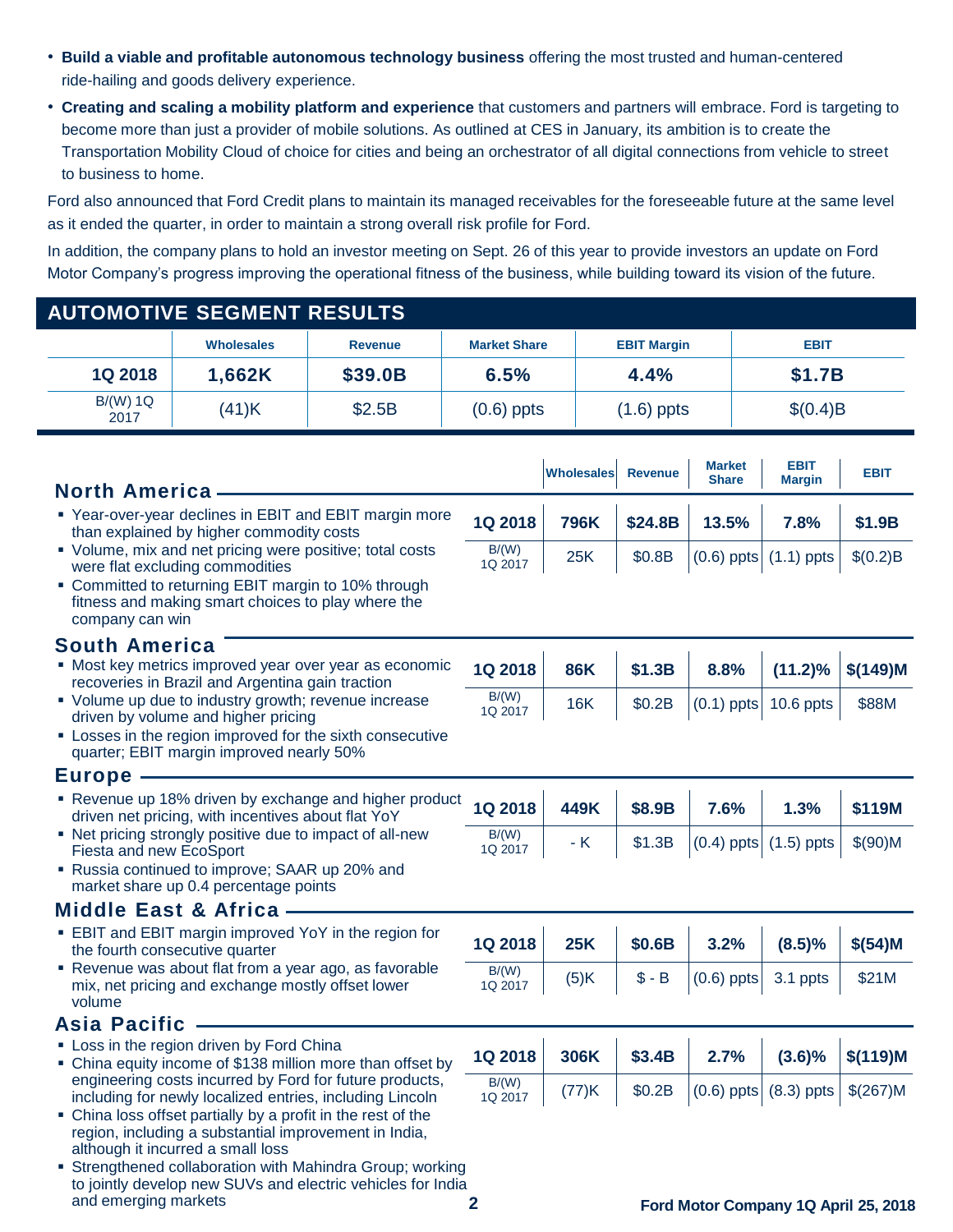- **Build a viable and profitable autonomous technology business** offering the most trusted and human-centered ride-hailing and goods delivery experience.
- **Creating and scaling a mobility platform and experience** that customers and partners will embrace. Ford is targeting to become more than just a provider of mobile solutions. As outlined at CES in January, its ambition is to create the Transportation Mobility Cloud of choice for cities and being an orchestrator of all digital connections from vehicle to street to business to home.

Ford also announced that Ford Credit plans to maintain its managed receivables for the foreseeable future at the same level as it ended the quarter, in order to maintain a strong overall risk profile for Ford.

In addition, the company plans to hold an investor meeting on Sept. 26 of this year to provide investors an update on Ford Motor Company's progress improving the operational fitness of the business, while building toward its vision of the future.

## AUTOMOTIVE SEGMENT RESULTS

| | Wholesales | Revenue | Market Share | EBIT Margin | EBIT |
|---|---|---|---|---|---|
| **1Q 2018** | **1,662K** | **$39.0B** | **6.5%** | **4.4%** | **$1.7B** |
| B/(W) 1Q 2017 | (41)K | $2.5B | (0.6) ppts | (1.6) ppts | $(0.4)B |

### North America

- Year-over-year declines in EBIT and EBIT margin more than explained by higher commodity costs
- Volume, mix and net pricing were positive; total costs were flat excluding commodities
- Committed to returning EBIT margin to 10% through fitness and making smart choices to play where the company can win

| | Wholesales | Revenue | Market Share | EBIT Margin | EBIT |
|---|---|---|---|---|---|
| **1Q 2018** | **796K** | **$24.8B** | **13.5%** | **7.8%** | **$1.9B** |
| B/(W) 1Q 2017 | 25K | $0.8B | (0.6) ppts | (1.1) ppts | $(0.2)B |

### South America

- Most key metrics improved year over year as economic recoveries in Brazil and Argentina gain traction
- Volume up due to industry growth; revenue increase driven by volume and higher pricing
- Losses in the region improved for the sixth consecutive quarter; EBIT margin improved nearly 50%

| | Wholesales | Revenue | Market Share | EBIT Margin | EBIT |
|---|---|---|---|---|---|
| **1Q 2018** | **86K** | **$1.3B** | **8.8%** | **(11.2)%** | **$(149)M** |
| B/(W) 1Q 2017 | 16K | $0.2B | (0.1) ppts | 10.6 ppts | $88M |

### Europe

- Revenue up 18% driven by exchange and higher product driven net pricing, with incentives about flat YoY
- Net pricing strongly positive due to impact of all-new Fiesta and new EcoSport
- Russia continued to improve; SAAR up 20% and market share up 0.4 percentage points

| | Wholesales | Revenue | Market Share | EBIT Margin | EBIT |
|---|---|---|---|---|---|
| **1Q 2018** | **449K** | **$8.9B** | **7.6%** | **1.3%** | **$119M** |
| B/(W) 1Q 2017 | - K | $1.3B | (0.4) ppts | (1.5) ppts | $(90)M |

### Middle East & Africa

- EBIT and EBIT margin improved YoY in the region for the fourth consecutive quarter
- Revenue was about flat from a year ago, as favorable mix, net pricing and exchange mostly offset lower volume

| | Wholesales | Revenue | Market Share | EBIT Margin | EBIT |
|---|---|---|---|---|---|
| **1Q 2018** | **25K** | **$0.6B** | **3.2%** | **(8.5)%** | **$(54)M** |
| B/(W) 1Q 2017 | (5)K | $ - B | (0.6) ppts | 3.1 ppts | $21M |

### Asia Pacific

- Loss in the region driven by Ford China
- China equity income of $138 million more than offset by engineering costs incurred by Ford for future products, including for newly localized entries, including Lincoln
- China loss offset partially by a profit in the rest of the region, including a substantial improvement in India, although it incurred a small loss
- Strengthened collaboration with Mahindra Group; working to jointly develop new SUVs and electric vehicles for India and emerging markets

| | Wholesales | Revenue | Market Share | EBIT Margin | EBIT |
|---|---|---|---|---|---|
| **1Q 2018** | **306K** | **$3.4B** | **2.7%** | **(3.6)%** | **$(119)M** |
| B/(W) 1Q 2017 | (77)K | $0.2B | (0.6) ppts | (8.3) ppts | $(267)M |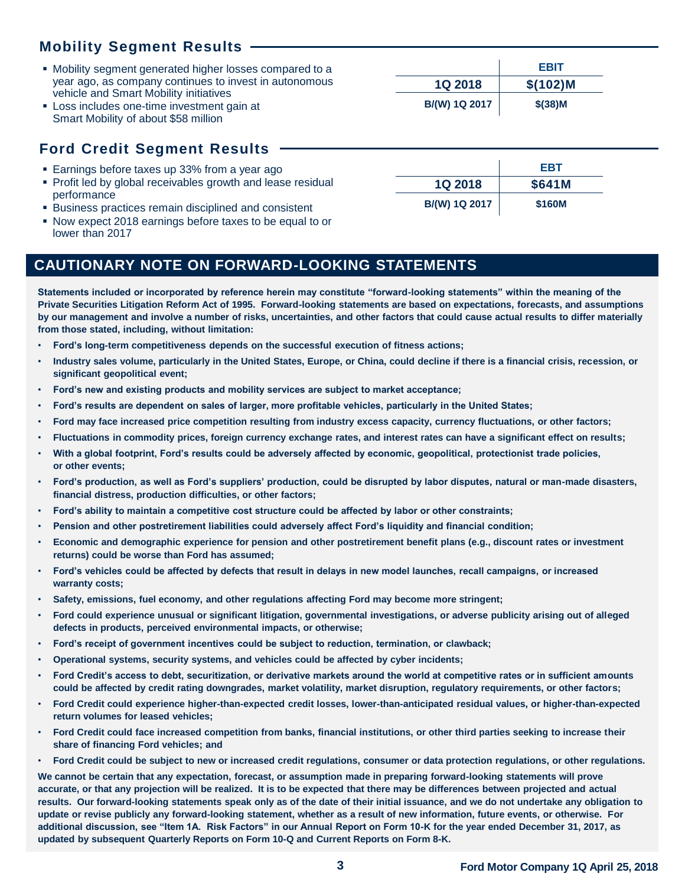## Mobility Segment Results

- Mobility segment generated higher losses compared to a year ago, as company continues to invest in autonomous vehicle and Smart Mobility initiatives
- Loss includes one-time investment gain at Smart Mobility of about $58 million

| | EBIT |
|---|---|
| 1Q 2018 | $(102)M |
| B/(W) 1Q 2017 | $(38)M |

## Ford Credit Segment Results

- Earnings before taxes up 33% from a year ago
- Profit led by global receivables growth and lease residual performance
- Business practices remain disciplined and consistent
- Now expect 2018 earnings before taxes to be equal to or lower than 2017

| | EBT |
|---|---|
| 1Q 2018 | $641M |
| B/(W) 1Q 2017 | $160M |

## CAUTIONARY NOTE ON FORWARD-LOOKING STATEMENTS

**Statements included or incorporated by reference herein may constitute "forward-looking statements" within the meaning of the Private Securities Litigation Reform Act of 1995. Forward-looking statements are based on expectations, forecasts, and assumptions by our management and involve a number of risks, uncertainties, and other factors that could cause actual results to differ materially from those stated, including, without limitation:**

- **Ford's long-term competitiveness depends on the successful execution of fitness actions;**
- **Industry sales volume, particularly in the United States, Europe, or China, could decline if there is a financial crisis, recession, or significant geopolitical event;**
- **Ford's new and existing products and mobility services are subject to market acceptance;**
- **Ford's results are dependent on sales of larger, more profitable vehicles, particularly in the United States;**
- **Ford may face increased price competition resulting from industry excess capacity, currency fluctuations, or other factors;**
- **Fluctuations in commodity prices, foreign currency exchange rates, and interest rates can have a significant effect on results;**
- **With a global footprint, Ford's results could be adversely affected by economic, geopolitical, protectionist trade policies, or other events;**
- **Ford's production, as well as Ford's suppliers' production, could be disrupted by labor disputes, natural or man-made disasters, financial distress, production difficulties, or other factors;**
- **Ford's ability to maintain a competitive cost structure could be affected by labor or other constraints;**
- **Pension and other postretirement liabilities could adversely affect Ford's liquidity and financial condition;**
- **Economic and demographic experience for pension and other postretirement benefit plans (e.g., discount rates or investment returns) could be worse than Ford has assumed;**
- **Ford's vehicles could be affected by defects that result in delays in new model launches, recall campaigns, or increased warranty costs;**
- **Safety, emissions, fuel economy, and other regulations affecting Ford may become more stringent;**
- **Ford could experience unusual or significant litigation, governmental investigations, or adverse publicity arising out of alleged defects in products, perceived environmental impacts, or otherwise;**
- **Ford's receipt of government incentives could be subject to reduction, termination, or clawback;**
- **Operational systems, security systems, and vehicles could be affected by cyber incidents;**
- **Ford Credit's access to debt, securitization, or derivative markets around the world at competitive rates or in sufficient amounts could be affected by credit rating downgrades, market volatility, market disruption, regulatory requirements, or other factors;**
- **Ford Credit could experience higher-than-expected credit losses, lower-than-anticipated residual values, or higher-than-expected return volumes for leased vehicles;**
- **Ford Credit could face increased competition from banks, financial institutions, or other third parties seeking to increase their share of financing Ford vehicles; and**
- **Ford Credit could be subject to new or increased credit regulations, consumer or data protection regulations, or other regulations.**

**We cannot be certain that any expectation, forecast, or assumption made in preparing forward-looking statements will prove accurate, or that any projection will be realized. It is to be expected that there may be differences between projected and actual results. Our forward-looking statements speak only as of the date of their initial issuance, and we do not undertake any obligation to update or revise publicly any forward-looking statement, whether as a result of new information, future events, or otherwise. For additional discussion, see "Item 1A. Risk Factors" in our Annual Report on Form 10-K for the year ended December 31, 2017, as updated by subsequent Quarterly Reports on Form 10-Q and Current Reports on Form 8-K.**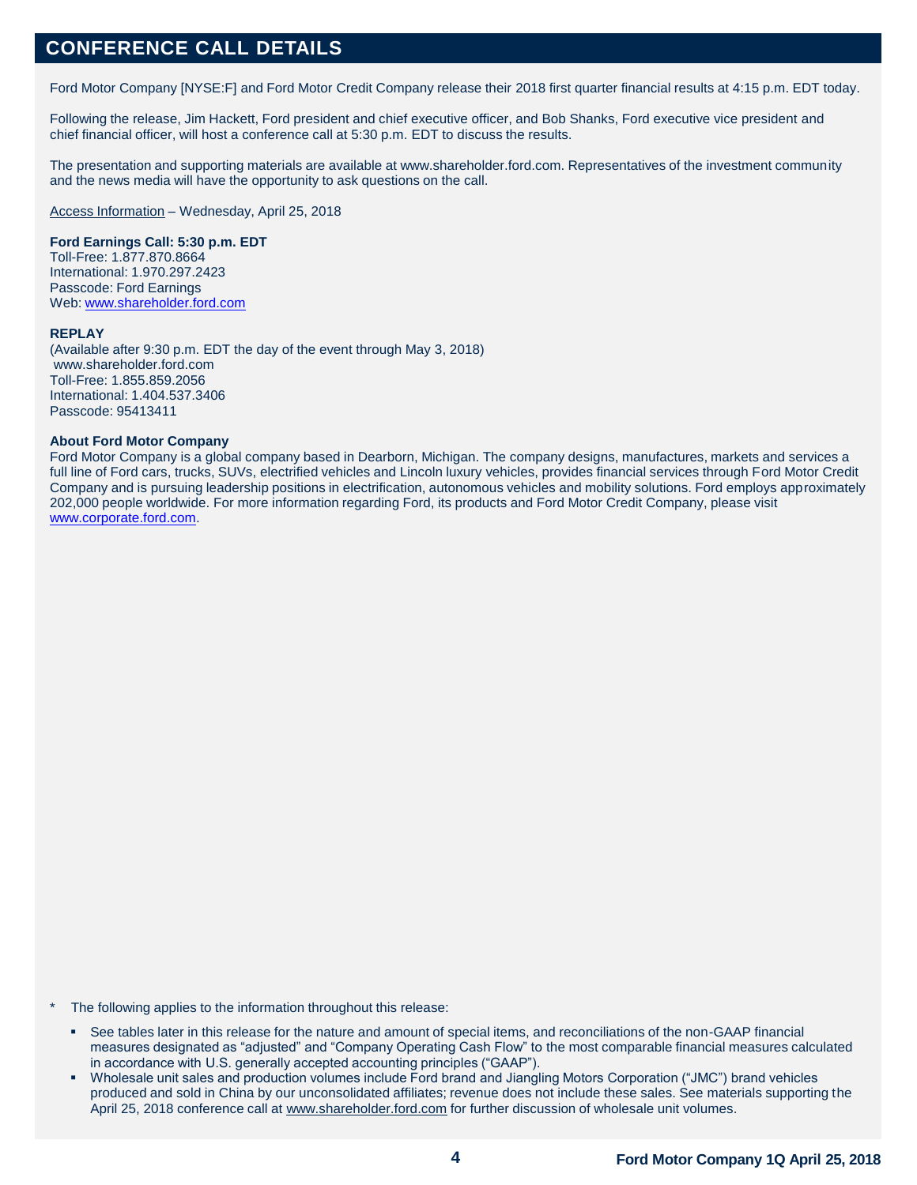## CONFERENCE CALL DETAILS

Ford Motor Company [NYSE:F] and Ford Motor Credit Company release their 2018 first quarter financial results at 4:15 p.m. EDT today.

Following the release, Jim Hackett, Ford president and chief executive officer, and Bob Shanks, Ford executive vice president and chief financial officer, will host a conference call at 5:30 p.m. EDT to discuss the results.

The presentation and supporting materials are available at www.shareholder.ford.com. Representatives of the investment community and the news media will have the opportunity to ask questions on the call.

Access Information – Wednesday, April 25, 2018

**Ford Earnings Call: 5:30 p.m. EDT**
Toll-Free: 1.877.870.8664
International: 1.970.297.2423
Passcode: Ford Earnings
Web: www.shareholder.ford.com

**REPLAY**
(Available after 9:30 p.m. EDT the day of the event through May 3, 2018)
www.shareholder.ford.com
Toll-Free: 1.855.859.2056
International: 1.404.537.3406
Passcode: 95413411

**About Ford Motor Company**
Ford Motor Company is a global company based in Dearborn, Michigan. The company designs, manufactures, markets and services a full line of Ford cars, trucks, SUVs, electrified vehicles and Lincoln luxury vehicles, provides financial services through Ford Motor Credit Company and is pursuing leadership positions in electrification, autonomous vehicles and mobility solutions. Ford employs approximately 202,000 people worldwide. For more information regarding Ford, its products and Ford Motor Credit Company, please visit www.corporate.ford.com.

\* The following applies to the information throughout this release:

- See tables later in this release for the nature and amount of special items, and reconciliations of the non-GAAP financial measures designated as "adjusted" and "Company Operating Cash Flow" to the most comparable financial measures calculated in accordance with U.S. generally accepted accounting principles ("GAAP").
- Wholesale unit sales and production volumes include Ford brand and Jiangling Motors Corporation ("JMC") brand vehicles produced and sold in China by our unconsolidated affiliates; revenue does not include these sales. See materials supporting the April 25, 2018 conference call at www.shareholder.ford.com for further discussion of wholesale unit volumes.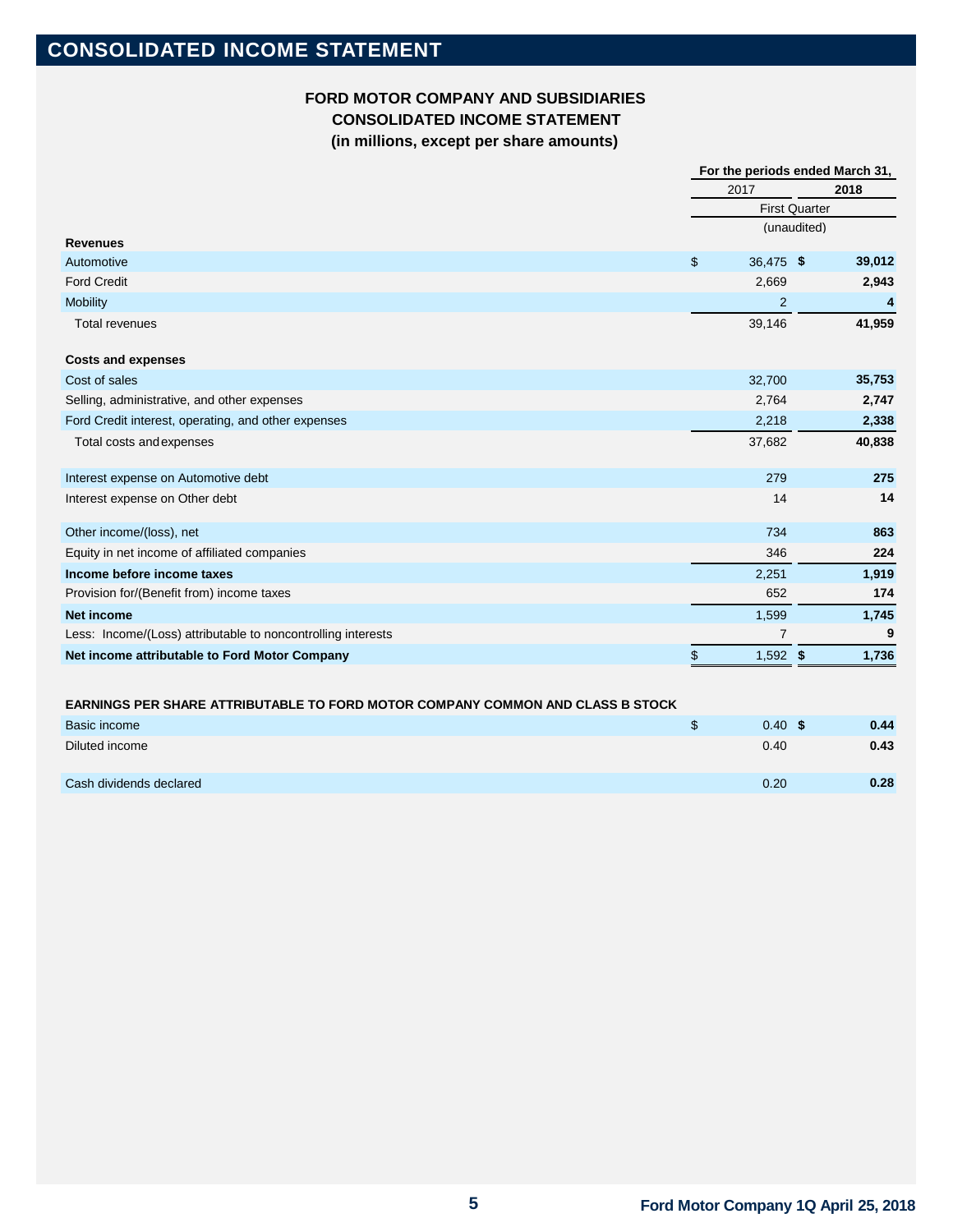# CONSOLIDATED INCOME STATEMENT

**FORD MOTOR COMPANY AND SUBSIDIARIES**
**CONSOLIDATED INCOME STATEMENT**
**(in millions, except per share amounts)**

| | For the periods ended March 31, | |
|---|---|---|
| | 2017 | **2018** |
| | First Quarter | |
| | (unaudited) | |
| **Revenues** | | |
| Automotive | $ 36,475 | **$ 39,012** |
| Ford Credit | 2,669 | **2,943** |
| Mobility | 2 | **4** |
| Total revenues | 39,146 | **41,959** |
| **Costs and expenses** | | |
| Cost of sales | 32,700 | **35,753** |
| Selling, administrative, and other expenses | 2,764 | **2,747** |
| Ford Credit interest, operating, and other expenses | 2,218 | **2,338** |
| Total costs and expenses | 37,682 | **40,838** |
| Interest expense on Automotive debt | 279 | **275** |
| Interest expense on Other debt | 14 | **14** |
| Other income/(loss), net | 734 | **863** |
| Equity in net income of affiliated companies | 346 | **224** |
| **Income before income taxes** | 2,251 | **1,919** |
| Provision for/(Benefit from) income taxes | 652 | **174** |
| **Net income** | 1,599 | **1,745** |
| Less: Income/(Loss) attributable to noncontrolling interests | 7 | **9** |
| **Net income attributable to Ford Motor Company** | $ 1,592 | **$ 1,736** |

| **EARNINGS PER SHARE ATTRIBUTABLE TO FORD MOTOR COMPANY COMMON AND CLASS B STOCK** | | |
|---|---|---|
| Basic income | $ 0.40 | **$ 0.44** |
| Diluted income | 0.40 | **0.43** |
| Cash dividends declared | 0.20 | **0.28** |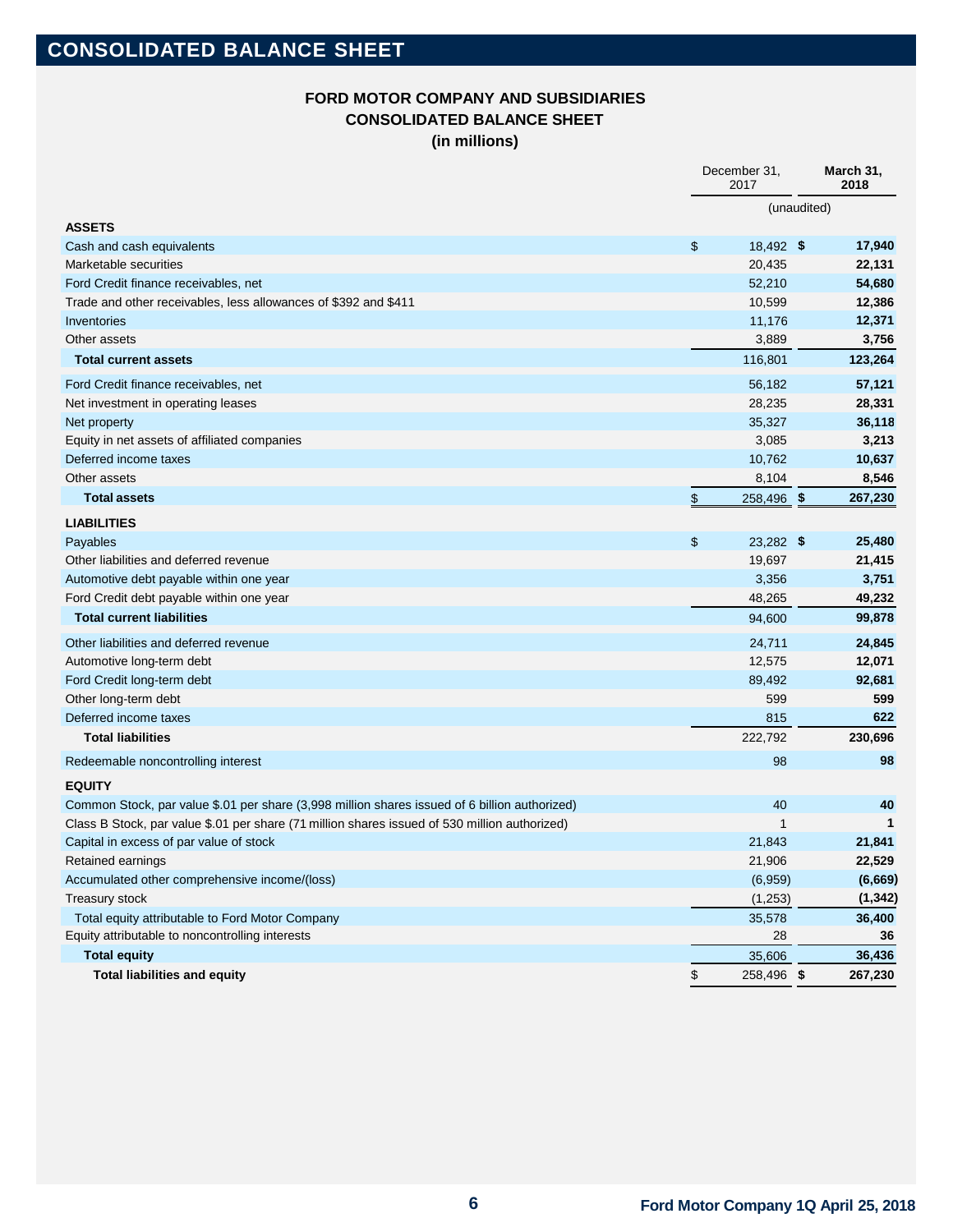# CONSOLIDATED BALANCE SHEET

**FORD MOTOR COMPANY AND SUBSIDIARIES**
**CONSOLIDATED BALANCE SHEET**
**(in millions)**

| | December 31, 2017 | March 31, 2018 |
|---|---|---|
| | | (unaudited) |
| **ASSETS** | | |
| Cash and cash equivalents | $ 18,492 | **$ 17,940** |
| Marketable securities | 20,435 | **22,131** |
| Ford Credit finance receivables, net | 52,210 | **54,680** |
| Trade and other receivables, less allowances of $392 and $411 | 10,599 | **12,386** |
| Inventories | 11,176 | **12,371** |
| Other assets | 3,889 | **3,756** |
| **Total current assets** | 116,801 | **123,264** |
| Ford Credit finance receivables, net | 56,182 | **57,121** |
| Net investment in operating leases | 28,235 | **28,331** |
| Net property | 35,327 | **36,118** |
| Equity in net assets of affiliated companies | 3,085 | **3,213** |
| Deferred income taxes | 10,762 | **10,637** |
| Other assets | 8,104 | **8,546** |
| **Total assets** | $ 258,496 | **$ 267,230** |
| **LIABILITIES** | | |
| Payables | $ 23,282 | **$ 25,480** |
| Other liabilities and deferred revenue | 19,697 | **21,415** |
| Automotive debt payable within one year | 3,356 | **3,751** |
| Ford Credit debt payable within one year | 48,265 | **49,232** |
| **Total current liabilities** | 94,600 | **99,878** |
| Other liabilities and deferred revenue | 24,711 | **24,845** |
| Automotive long-term debt | 12,575 | **12,071** |
| Ford Credit long-term debt | 89,492 | **92,681** |
| Other long-term debt | 599 | **599** |
| Deferred income taxes | 815 | **622** |
| **Total liabilities** | 222,792 | **230,696** |
| Redeemable noncontrolling interest | 98 | **98** |
| **EQUITY** | | |
| Common Stock, par value $.01 per share (3,998 million shares issued of 6 billion authorized) | 40 | **40** |
| Class B Stock, par value $.01 per share (71 million shares issued of 530 million authorized) | 1 | **1** |
| Capital in excess of par value of stock | 21,843 | **21,841** |
| Retained earnings | 21,906 | **22,529** |
| Accumulated other comprehensive income/(loss) | (6,959) | **(6,669)** |
| Treasury stock | (1,253) | **(1,342)** |
| Total equity attributable to Ford Motor Company | 35,578 | **36,400** |
| Equity attributable to noncontrolling interests | 28 | **36** |
| **Total equity** | 35,606 | **36,436** |
| **Total liabilities and equity** | $ 258,496 | **$ 267,230** |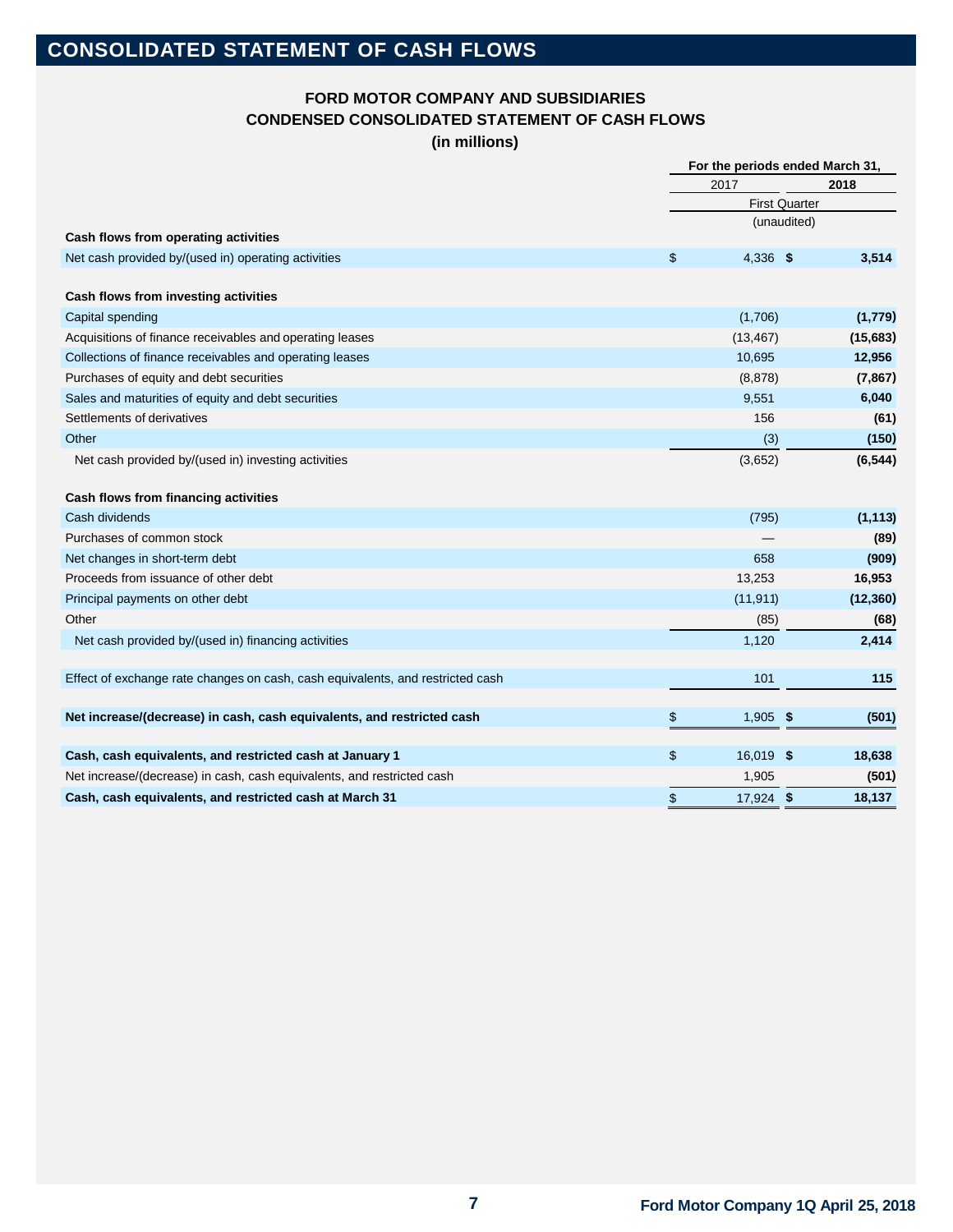# CONSOLIDATED STATEMENT OF CASH FLOWS

## FORD MOTOR COMPANY AND SUBSIDIARIES
## CONDENSED CONSOLIDATED STATEMENT OF CASH FLOWS
## (in millions)

| | For the periods ended March 31, | |
|---|---|---|
| | 2017 | **2018** |
| | First Quarter | |
| | (unaudited) | |
| **Cash flows from operating activities** | | |
| Net cash provided by/(used in) operating activities | $ 4,336 | **$ 3,514** |
| | | |
| **Cash flows from investing activities** | | |
| Capital spending | (1,706) | **(1,779)** |
| Acquisitions of finance receivables and operating leases | (13,467) | **(15,683)** |
| Collections of finance receivables and operating leases | 10,695 | **12,956** |
| Purchases of equity and debt securities | (8,878) | **(7,867)** |
| Sales and maturities of equity and debt securities | 9,551 | **6,040** |
| Settlements of derivatives | 156 | **(61)** |
| Other | (3) | **(150)** |
| Net cash provided by/(used in) investing activities | (3,652) | **(6,544)** |
| | | |
| **Cash flows from financing activities** | | |
| Cash dividends | (795) | **(1,113)** |
| Purchases of common stock | — | **(89)** |
| Net changes in short-term debt | 658 | **(909)** |
| Proceeds from issuance of other debt | 13,253 | **16,953** |
| Principal payments on other debt | (11,911) | **(12,360)** |
| Other | (85) | **(68)** |
| Net cash provided by/(used in) financing activities | 1,120 | **2,414** |
| | | |
| Effect of exchange rate changes on cash, cash equivalents, and restricted cash | 101 | **115** |
| | | |
| **Net increase/(decrease) in cash, cash equivalents, and restricted cash** | $ 1,905 | **$ (501)** |
| | | |
| **Cash, cash equivalents, and restricted cash at January 1** | $ 16,019 | **$ 18,638** |
| Net increase/(decrease) in cash, cash equivalents, and restricted cash | 1,905 | **(501)** |
| **Cash, cash equivalents, and restricted cash at March 31** | $ 17,924 | **$ 18,137** |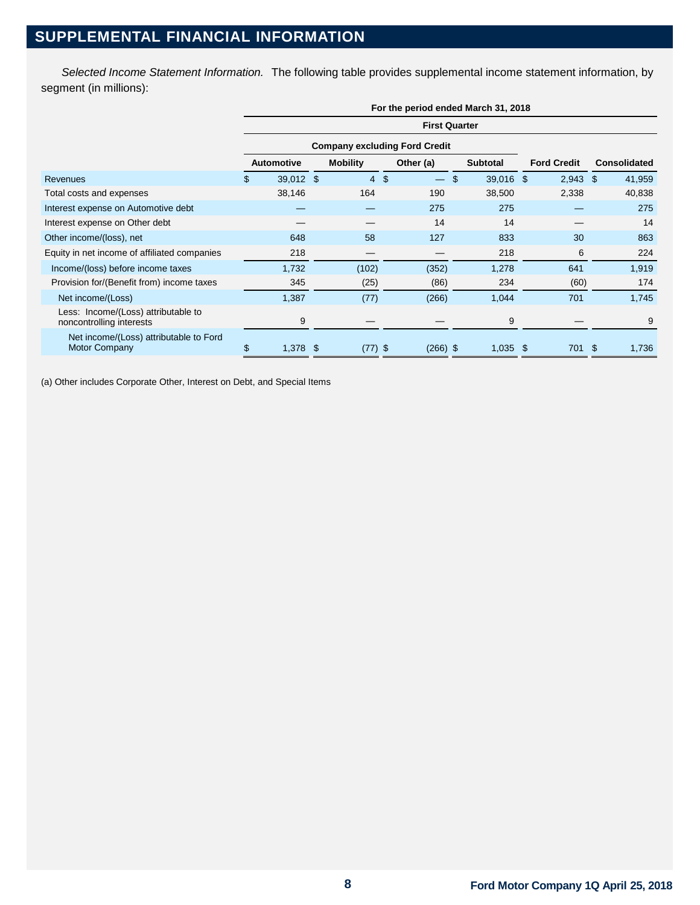# SUPPLEMENTAL FINANCIAL INFORMATION

*Selected Income Statement Information.* The following table provides supplemental income statement information, by segment (in millions):

| | For the period ended March 31, 2018 | | | | | |
|---|---|---|---|---|---|---|
| | First Quarter | | | | | |
| | Company excluding Ford Credit | | | | | |
| | Automotive | Mobility | Other (a) | Subtotal | Ford Credit | Consolidated |
| Revenues | $ 39,012 | $ 4 | $ — | $ 39,016 | $ 2,943 | $ 41,959 |
| Total costs and expenses | 38,146 | 164 | 190 | 38,500 | 2,338 | 40,838 |
| Interest expense on Automotive debt | — | — | 275 | 275 | — | 275 |
| Interest expense on Other debt | — | — | 14 | 14 | — | 14 |
| Other income/(loss), net | 648 | 58 | 127 | 833 | 30 | 863 |
| Equity in net income of affiliated companies | 218 | — | — | 218 | 6 | 224 |
| Income/(loss) before income taxes | 1,732 | (102) | (352) | 1,278 | 641 | 1,919 |
| Provision for/(Benefit from) income taxes | 345 | (25) | (86) | 234 | (60) | 174 |
| Net income/(Loss) | 1,387 | (77) | (266) | 1,044 | 701 | 1,745 |
| Less: Income/(Loss) attributable to noncontrolling interests | 9 | — | — | 9 | — | 9 |
| Net income/(Loss) attributable to Ford Motor Company | $ 1,378 | $ (77) | $ (266) | $ 1,035 | $ 701 | $ 1,736 |

(a) Other includes Corporate Other, Interest on Debt, and Special Items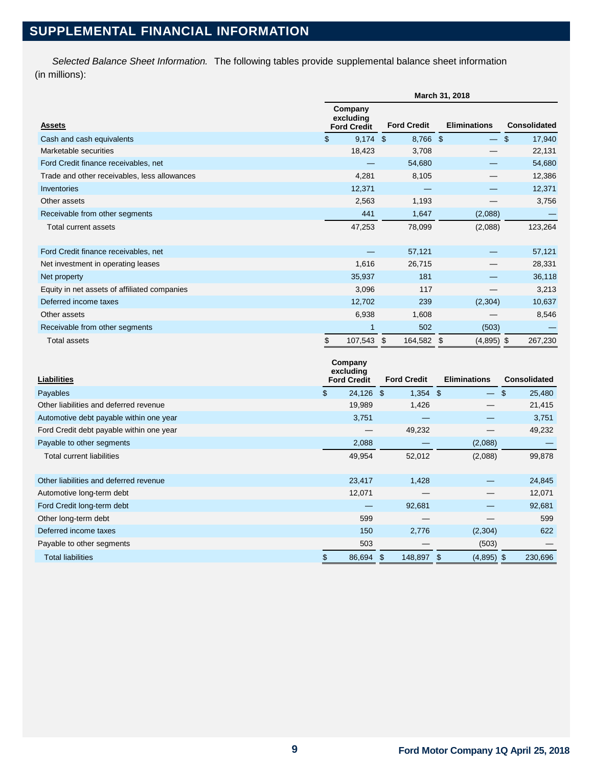## SUPPLEMENTAL FINANCIAL INFORMATION

*Selected Balance Sheet Information.* The following tables provide supplemental balance sheet information (in millions):

| | March 31, 2018 | | | |
|---|---|---|---|---|
| **Assets** | **Company excluding Ford Credit** | **Ford Credit** | **Eliminations** | **Consolidated** |
| Cash and cash equivalents | $ 9,174 | $ 8,766 | $ — | $ 17,940 |
| Marketable securities | 18,423 | 3,708 | — | 22,131 |
| Ford Credit finance receivables, net | — | 54,680 | — | 54,680 |
| Trade and other receivables, less allowances | 4,281 | 8,105 | — | 12,386 |
| Inventories | 12,371 | — | — | 12,371 |
| Other assets | 2,563 | 1,193 | — | 3,756 |
| Receivable from other segments | 441 | 1,647 | (2,088) | — |
| Total current assets | 47,253 | 78,099 | (2,088) | 123,264 |
| | | | | |
| Ford Credit finance receivables, net | — | 57,121 | — | 57,121 |
| Net investment in operating leases | 1,616 | 26,715 | — | 28,331 |
| Net property | 35,937 | 181 | — | 36,118 |
| Equity in net assets of affiliated companies | 3,096 | 117 | — | 3,213 |
| Deferred income taxes | 12,702 | 239 | (2,304) | 10,637 |
| Other assets | 6,938 | 1,608 | — | 8,546 |
| Receivable from other segments | 1 | 502 | (503) | — |
| Total assets | $ 107,543 | $ 164,582 | $ (4,895) | $ 267,230 |

| **Liabilities** | **Company excluding Ford Credit** | **Ford Credit** | **Eliminations** | **Consolidated** |
|---|---|---|---|---|
| Payables | $ 24,126 | $ 1,354 | $ — | $ 25,480 |
| Other liabilities and deferred revenue | 19,989 | 1,426 | — | 21,415 |
| Automotive debt payable within one year | 3,751 | — | — | 3,751 |
| Ford Credit debt payable within one year | — | 49,232 | — | 49,232 |
| Payable to other segments | 2,088 | — | (2,088) | — |
| Total current liabilities | 49,954 | 52,012 | (2,088) | 99,878 |
| | | | | |
| Other liabilities and deferred revenue | 23,417 | 1,428 | — | 24,845 |
| Automotive long-term debt | 12,071 | — | — | 12,071 |
| Ford Credit long-term debt | — | 92,681 | — | 92,681 |
| Other long-term debt | 599 | — | — | 599 |
| Deferred income taxes | 150 | 2,776 | (2,304) | 622 |
| Payable to other segments | 503 | — | (503) | — |
| Total liabilities | $ 86,694 | $ 148,897 | $ (4,895) | $ 230,696 |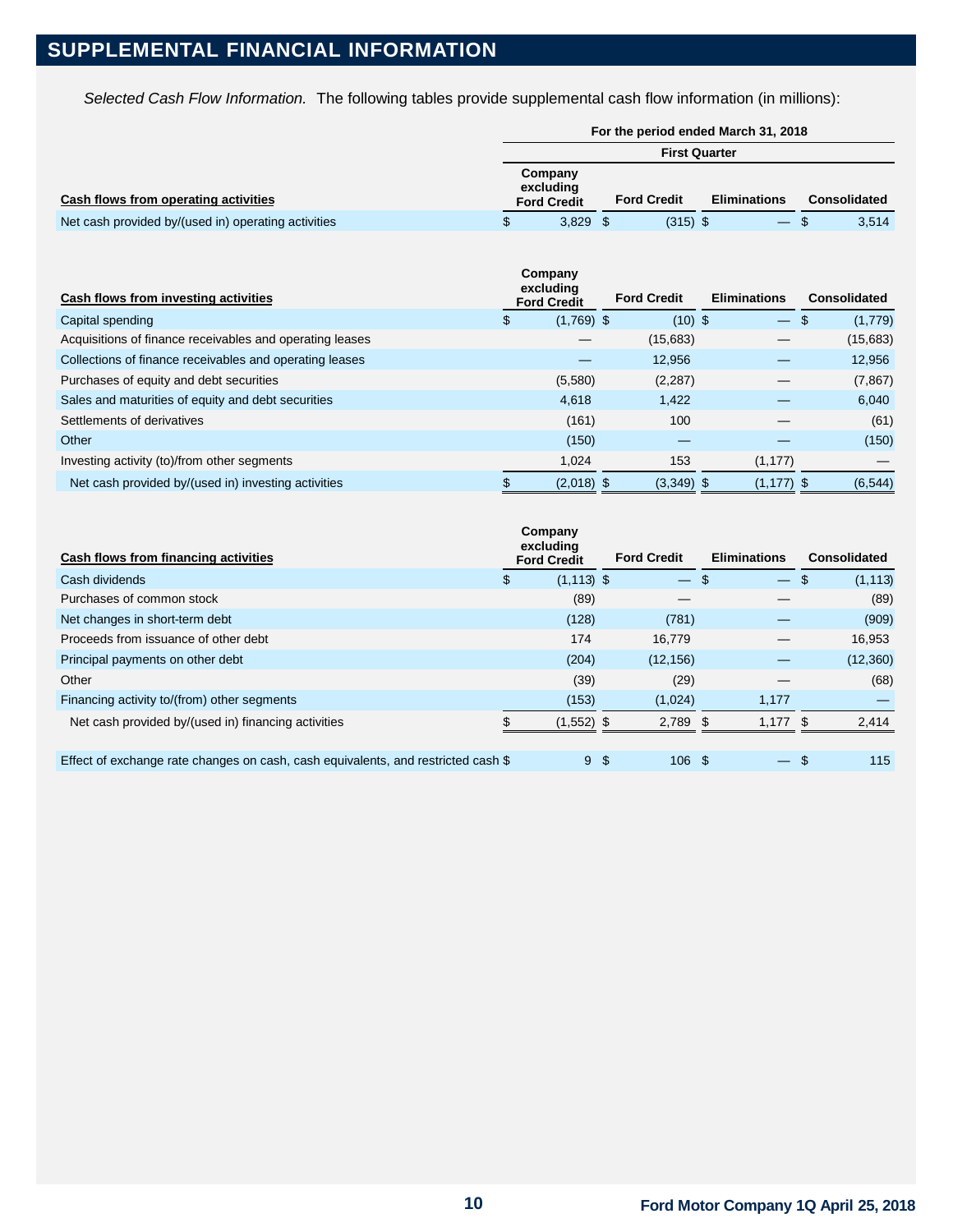## SUPPLEMENTAL FINANCIAL INFORMATION

*Selected Cash Flow Information.* The following tables provide supplemental cash flow information (in millions):

| | For the period ended March 31, 2018 | | | |
|---|---|---|---|---|
| | First Quarter | | | |
| **Cash flows from operating activities** | **Company excluding Ford Credit** | **Ford Credit** | **Eliminations** | **Consolidated** |
| Net cash provided by/(used in) operating activities | $ 3,829 | $ (315) | $ — | $ 3,514 |

| **Cash flows from investing activities** | **Company excluding Ford Credit** | **Ford Credit** | **Eliminations** | **Consolidated** |
|---|---|---|---|---|
| Capital spending | $ (1,769) | $ (10) | $ — | $ (1,779) |
| Acquisitions of finance receivables and operating leases | — | (15,683) | — | (15,683) |
| Collections of finance receivables and operating leases | — | 12,956 | — | 12,956 |
| Purchases of equity and debt securities | (5,580) | (2,287) | — | (7,867) |
| Sales and maturities of equity and debt securities | 4,618 | 1,422 | — | 6,040 |
| Settlements of derivatives | (161) | 100 | — | (61) |
| Other | (150) | — | — | (150) |
| Investing activity (to)/from other segments | 1,024 | 153 | (1,177) | — |
| Net cash provided by/(used in) investing activities | $ (2,018) | $ (3,349) | $ (1,177) | $ (6,544) |

| **Cash flows from financing activities** | **Company excluding Ford Credit** | **Ford Credit** | **Eliminations** | **Consolidated** |
|---|---|---|---|---|
| Cash dividends | $ (1,113) | $ — | $ — | $ (1,113) |
| Purchases of common stock | (89) | — | — | (89) |
| Net changes in short-term debt | (128) | (781) | — | (909) |
| Proceeds from issuance of other debt | 174 | 16,779 | — | 16,953 |
| Principal payments on other debt | (204) | (12,156) | — | (12,360) |
| Other | (39) | (29) | — | (68) |
| Financing activity to/(from) other segments | (153) | (1,024) | 1,177 | — |
| Net cash provided by/(used in) financing activities | $ (1,552) | $ 2,789 | $ 1,177 | $ 2,414 |
| | | | | |
| Effect of exchange rate changes on cash, cash equivalents, and restricted cash | $ 9 | $ 106 | $ — | $ 115 |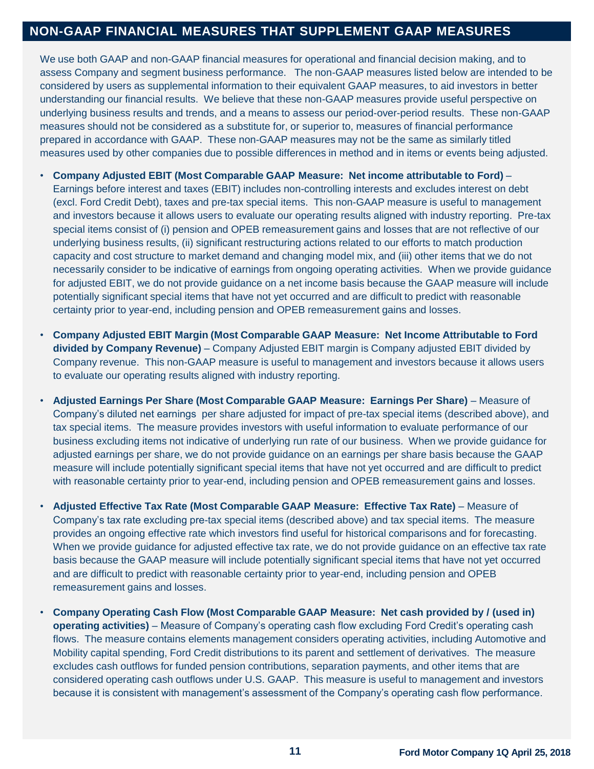## NON-GAAP FINANCIAL MEASURES THAT SUPPLEMENT GAAP MEASURES

We use both GAAP and non-GAAP financial measures for operational and financial decision making, and to assess Company and segment business performance. The non-GAAP measures listed below are intended to be considered by users as supplemental information to their equivalent GAAP measures, to aid investors in better understanding our financial results. We believe that these non-GAAP measures provide useful perspective on underlying business results and trends, and a means to assess our period-over-period results. These non-GAAP measures should not be considered as a substitute for, or superior to, measures of financial performance prepared in accordance with GAAP. These non-GAAP measures may not be the same as similarly titled measures used by other companies due to possible differences in method and in items or events being adjusted.

- **Company Adjusted EBIT (Most Comparable GAAP Measure: Net income attributable to Ford)** – Earnings before interest and taxes (EBIT) includes non-controlling interests and excludes interest on debt (excl. Ford Credit Debt), taxes and pre-tax special items. This non-GAAP measure is useful to management and investors because it allows users to evaluate our operating results aligned with industry reporting. Pre-tax special items consist of (i) pension and OPEB remeasurement gains and losses that are not reflective of our underlying business results, (ii) significant restructuring actions related to our efforts to match production capacity and cost structure to market demand and changing model mix, and (iii) other items that we do not necessarily consider to be indicative of earnings from ongoing operating activities. When we provide guidance for adjusted EBIT, we do not provide guidance on a net income basis because the GAAP measure will include potentially significant special items that have not yet occurred and are difficult to predict with reasonable certainty prior to year-end, including pension and OPEB remeasurement gains and losses.

- **Company Adjusted EBIT Margin (Most Comparable GAAP Measure: Net Income Attributable to Ford divided by Company Revenue)** – Company Adjusted EBIT margin is Company adjusted EBIT divided by Company revenue. This non-GAAP measure is useful to management and investors because it allows users to evaluate our operating results aligned with industry reporting.

- **Adjusted Earnings Per Share (Most Comparable GAAP Measure: Earnings Per Share)** – Measure of Company's diluted net earnings per share adjusted for impact of pre-tax special items (described above), and tax special items. The measure provides investors with useful information to evaluate performance of our business excluding items not indicative of underlying run rate of our business. When we provide guidance for adjusted earnings per share, we do not provide guidance on an earnings per share basis because the GAAP measure will include potentially significant special items that have not yet occurred and are difficult to predict with reasonable certainty prior to year-end, including pension and OPEB remeasurement gains and losses.

- **Adjusted Effective Tax Rate (Most Comparable GAAP Measure: Effective Tax Rate)** – Measure of Company's tax rate excluding pre-tax special items (described above) and tax special items. The measure provides an ongoing effective rate which investors find useful for historical comparisons and for forecasting. When we provide guidance for adjusted effective tax rate, we do not provide guidance on an effective tax rate basis because the GAAP measure will include potentially significant special items that have not yet occurred and are difficult to predict with reasonable certainty prior to year-end, including pension and OPEB remeasurement gains and losses.

- **Company Operating Cash Flow (Most Comparable GAAP Measure: Net cash provided by / (used in) operating activities)** – Measure of Company's operating cash flow excluding Ford Credit's operating cash flows. The measure contains elements management considers operating activities, including Automotive and Mobility capital spending, Ford Credit distributions to its parent and settlement of derivatives. The measure excludes cash outflows for funded pension contributions, separation payments, and other items that are considered operating cash outflows under U.S. GAAP. This measure is useful to management and investors because it is consistent with management's assessment of the Company's operating cash flow performance.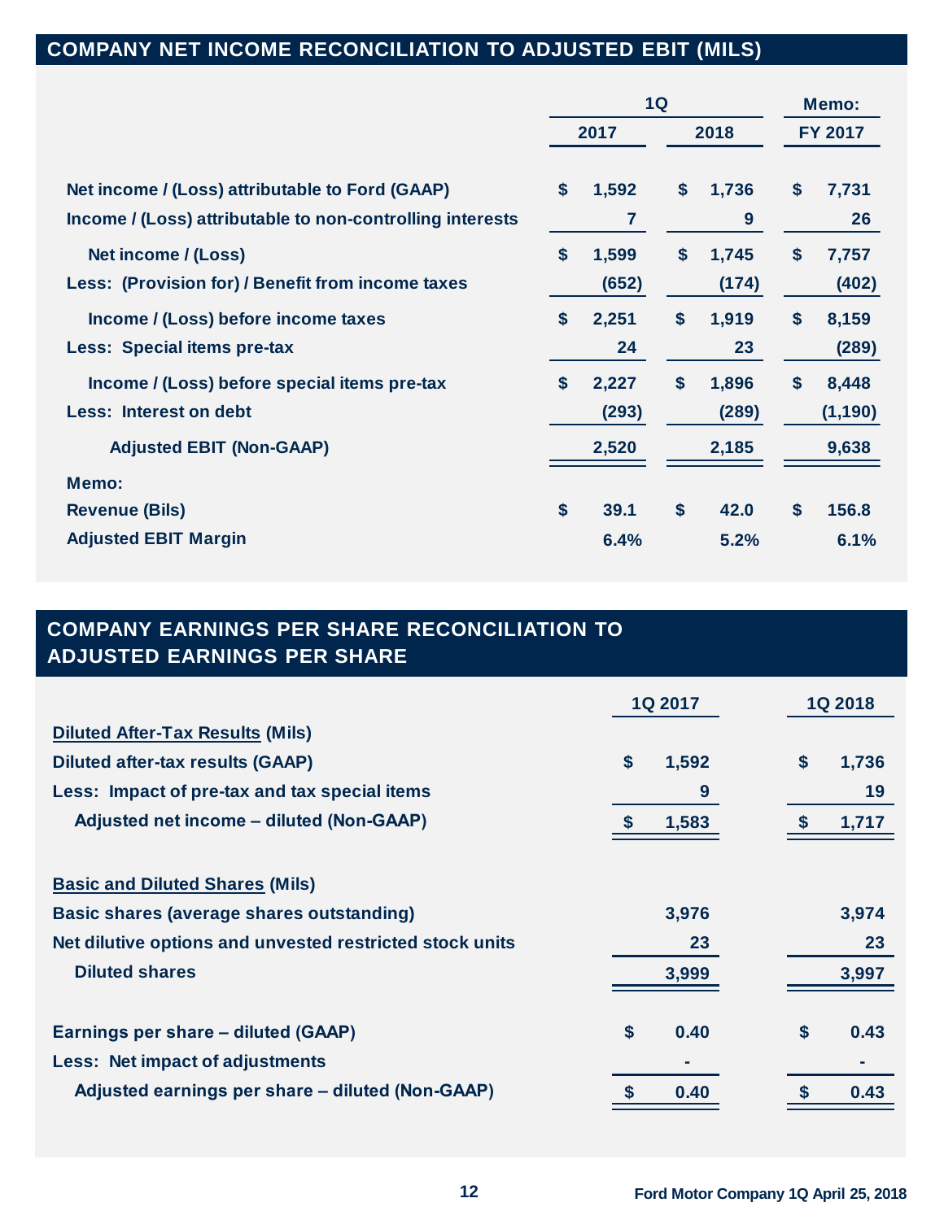## COMPANY NET INCOME RECONCILIATION TO ADJUSTED EBIT (MILS)

| | 1Q | | Memo: |
|---|---|---|---|
| | 2017 | 2018 | FY 2017 |
| **Net income / (Loss) attributable to Ford (GAAP)** | $ 1,592 | $ 1,736 | $ 7,731 |
| **Income / (Loss) attributable to non-controlling interests** | 7 | 9 | 26 |
| **Net income / (Loss)** | $ 1,599 | $ 1,745 | $ 7,757 |
| **Less: (Provision for) / Benefit from income taxes** | (652) | (174) | (402) |
| **Income / (Loss) before income taxes** | $ 2,251 | $ 1,919 | $ 8,159 |
| **Less: Special items pre-tax** | 24 | 23 | (289) |
| **Income / (Loss) before special items pre-tax** | $ 2,227 | $ 1,896 | $ 8,448 |
| **Less: Interest on debt** | (293) | (289) | (1,190) |
| **Adjusted EBIT (Non-GAAP)** | 2,520 | 2,185 | 9,638 |
| **Memo:** | | | |
| **Revenue (Bils)** | $ 39.1 | $ 42.0 | $ 156.8 |
| **Adjusted EBIT Margin** | 6.4% | 5.2% | 6.1% |

## COMPANY EARNINGS PER SHARE RECONCILIATION TO ADJUSTED EARNINGS PER SHARE

| | 1Q 2017 | 1Q 2018 |
|---|---|---|
| **Diluted After-Tax Results (Mils)** | | |
| **Diluted after-tax results (GAAP)** | $ 1,592 | $ 1,736 |
| **Less: Impact of pre-tax and tax special items** | 9 | 19 |
| **Adjusted net income – diluted (Non-GAAP)** | $ 1,583 | $ 1,717 |
| | | |
| **Basic and Diluted Shares (Mils)** | | |
| **Basic shares (average shares outstanding)** | 3,976 | 3,974 |
| **Net dilutive options and unvested restricted stock units** | 23 | 23 |
| **Diluted shares** | 3,999 | 3,997 |
| | | |
| **Earnings per share – diluted (GAAP)** | $ 0.40 | $ 0.43 |
| **Less: Net impact of adjustments** | - | - |
| **Adjusted earnings per share – diluted (Non-GAAP)** | $ 0.40 | $ 0.43 |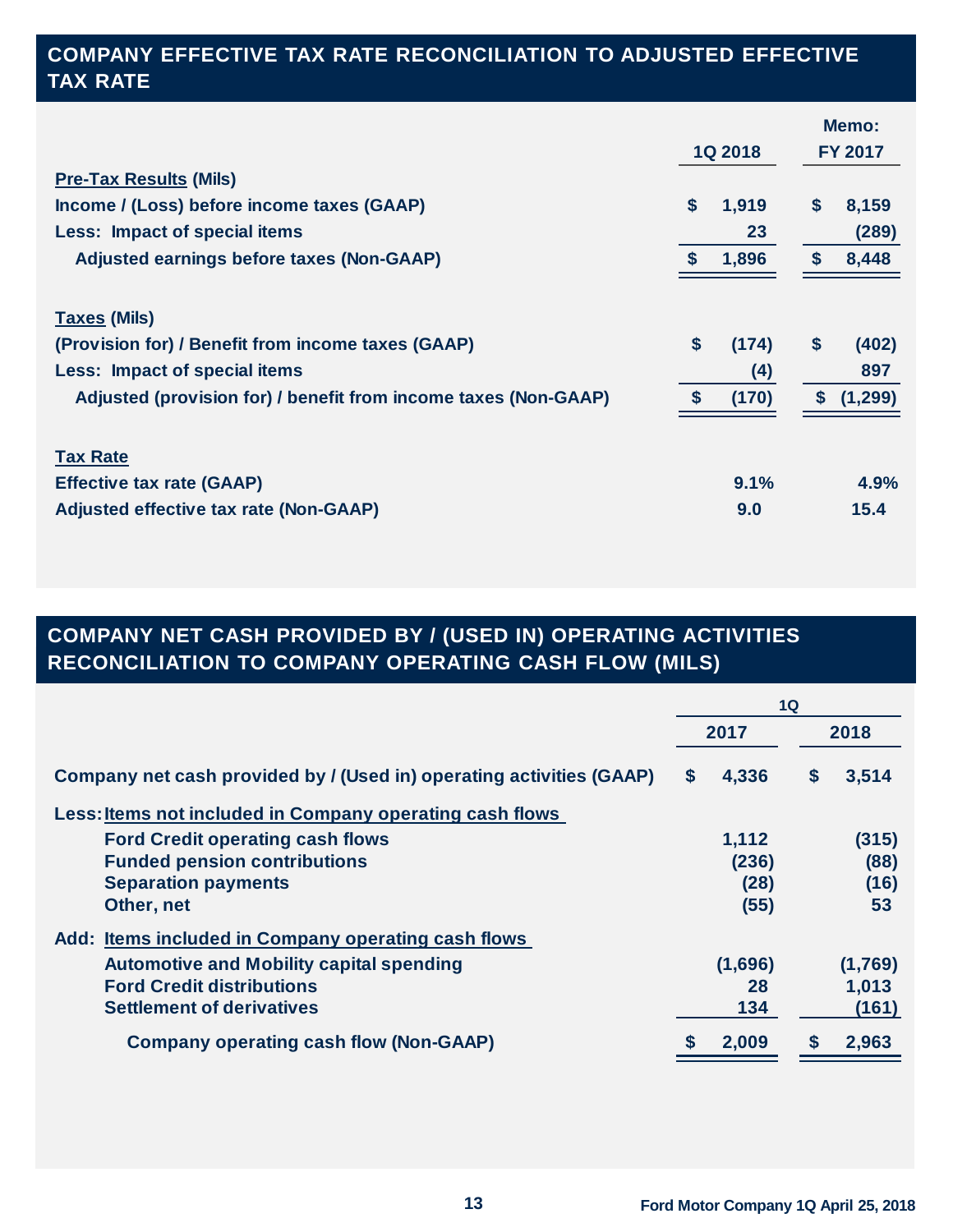## COMPANY EFFECTIVE TAX RATE RECONCILIATION TO ADJUSTED EFFECTIVE TAX RATE

| | 1Q 2018 | Memo: FY 2017 |
|---|---|---|
| **Pre-Tax Results (Mils)** | | |
| Income / (Loss) before income taxes (GAAP) | $ 1,919 | $ 8,159 |
| Less: Impact of special items | 23 | (289) |
| Adjusted earnings before taxes (Non-GAAP) | $ 1,896 | $ 8,448 |
| **Taxes (Mils)** | | |
| (Provision for) / Benefit from income taxes (GAAP) | $ (174) | $ (402) |
| Less: Impact of special items | (4) | 897 |
| Adjusted (provision for) / benefit from income taxes (Non-GAAP) | $ (170) | $ (1,299) |
| **Tax Rate** | | |
| Effective tax rate (GAAP) | 9.1% | 4.9% |
| Adjusted effective tax rate (Non-GAAP) | 9.0 | 15.4 |

## COMPANY NET CASH PROVIDED BY / (USED IN) OPERATING ACTIVITIES RECONCILIATION TO COMPANY OPERATING CASH FLOW (MILS)

| | 1Q | |
|---|---|---|
| | 2017 | 2018 |
| Company net cash provided by / (Used in) operating activities (GAAP) | $ 4,336 | $ 3,514 |
| Less: Items not included in Company operating cash flows | | |
| Ford Credit operating cash flows | 1,112 | (315) |
| Funded pension contributions | (236) | (88) |
| Separation payments | (28) | (16) |
| Other, net | (55) | 53 |
| Add: Items included in Company operating cash flows | | |
| Automotive and Mobility capital spending | (1,696) | (1,769) |
| Ford Credit distributions | 28 | 1,013 |
| Settlement of derivatives | 134 | (161) |
| Company operating cash flow (Non-GAAP) | $ 2,009 | $ 2,963 |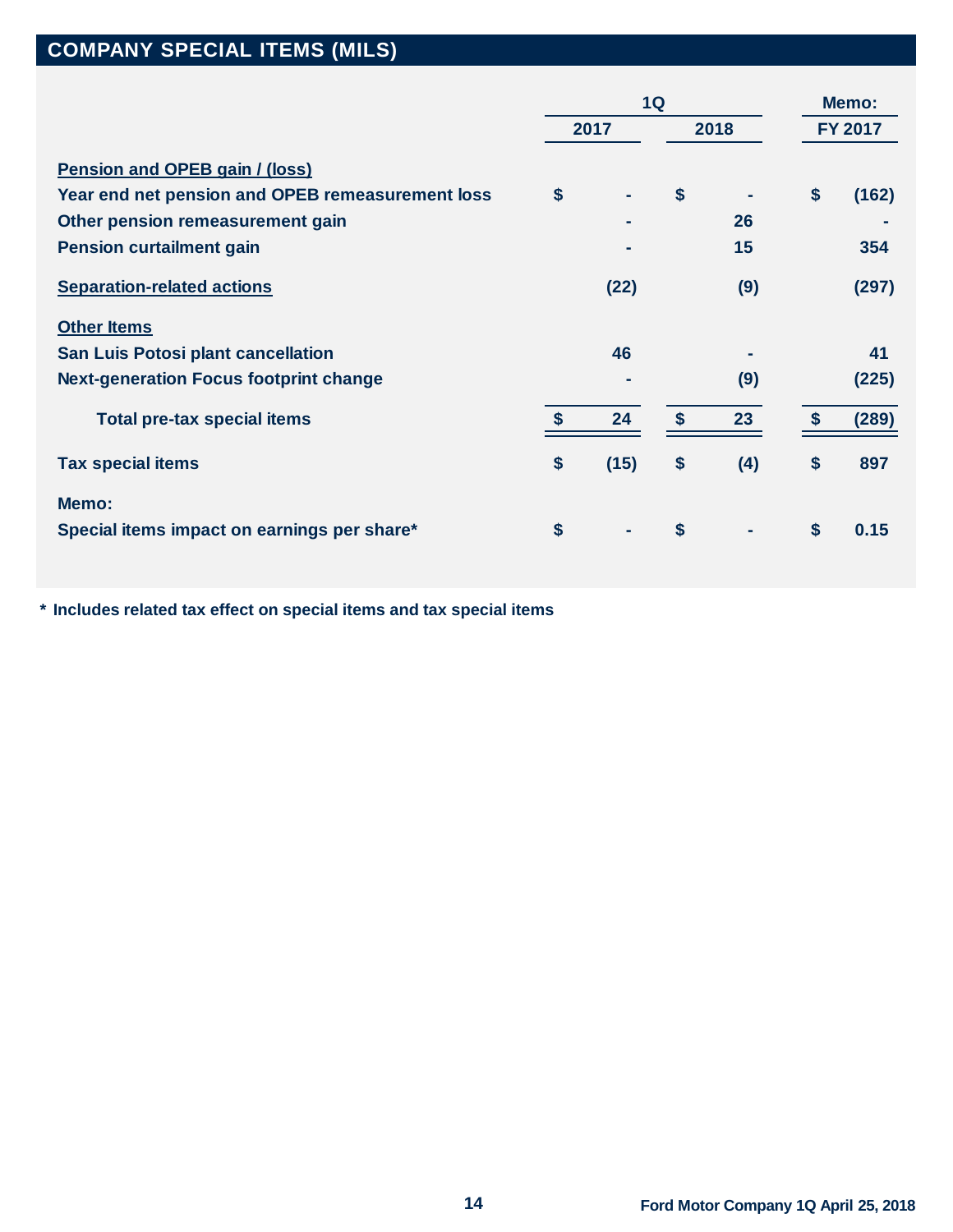## COMPANY SPECIAL ITEMS (MILS)

| | 1Q 2017 | 1Q 2018 | Memo: FY 2017 |
|---|---|---|---|
| **Pension and OPEB gain / (loss)** | | | |
| Year end net pension and OPEB remeasurement loss | $ - | $ - | $ (162) |
| Other pension remeasurement gain | - | 26 | - |
| Pension curtailment gain | - | 15 | 354 |
| **Separation-related actions** | (22) | (9) | (297) |
| **Other Items** | | | |
| San Luis Potosi plant cancellation | 46 | - | 41 |
| Next-generation Focus footprint change | - | (9) | (225) |
| Total pre-tax special items | $ 24 | $ 23 | $ (289) |
| Tax special items | $ (15) | $ (4) | $ 897 |
| Memo: | | | |
| Special items impact on earnings per share* | $ - | $ - | $ 0.15 |

\* Includes related tax effect on special items and tax special items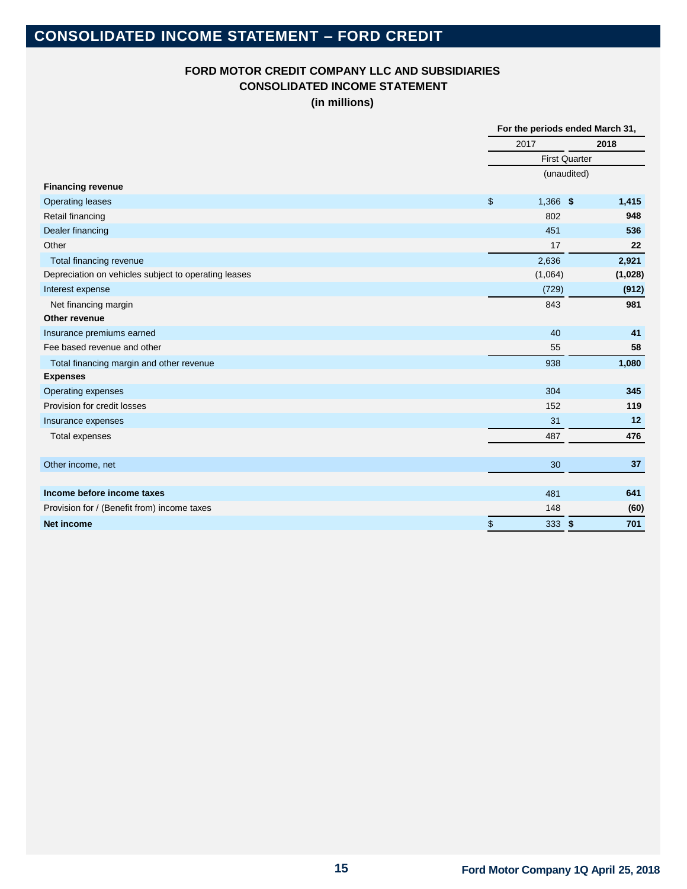# CONSOLIDATED INCOME STATEMENT – FORD CREDIT

**FORD MOTOR CREDIT COMPANY LLC AND SUBSIDIARIES**
**CONSOLIDATED INCOME STATEMENT**
**(in millions)**

| | For the periods ended March 31, | |
|---|---|---|
| | 2017 | **2018** |
| | First Quarter | |
| | (unaudited) | |
| **Financing revenue** | | |
| Operating leases | $ 1,366 | **$ 1,415** |
| Retail financing | 802 | **948** |
| Dealer financing | 451 | **536** |
| Other | 17 | **22** |
| Total financing revenue | 2,636 | **2,921** |
| Depreciation on vehicles subject to operating leases | (1,064) | **(1,028)** |
| Interest expense | (729) | **(912)** |
| Net financing margin | 843 | **981** |
| **Other revenue** | | |
| Insurance premiums earned | 40 | **41** |
| Fee based revenue and other | 55 | **58** |
| Total financing margin and other revenue | 938 | **1,080** |
| **Expenses** | | |
| Operating expenses | 304 | **345** |
| Provision for credit losses | 152 | **119** |
| Insurance expenses | 31 | **12** |
| Total expenses | 487 | **476** |
| Other income, net | 30 | **37** |
| **Income before income taxes** | 481 | **641** |
| Provision for / (Benefit from) income taxes | 148 | **(60)** |
| **Net income** | $ 333 | **$ 701** |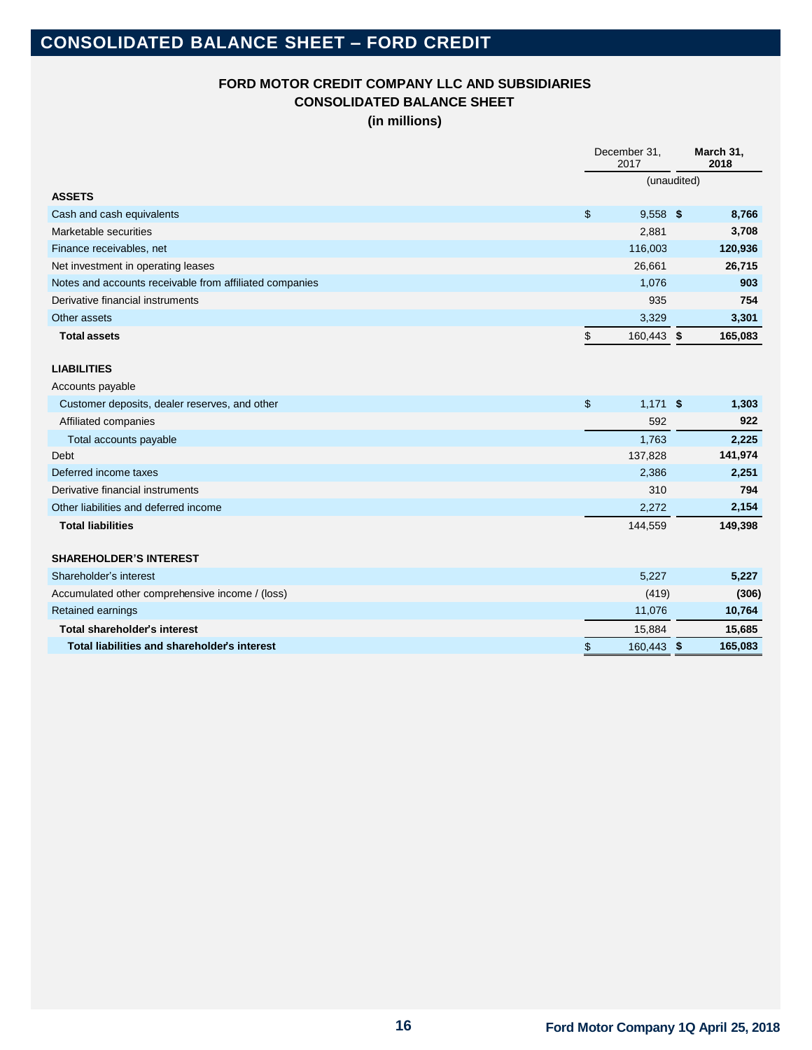# CONSOLIDATED BALANCE SHEET – FORD CREDIT

**FORD MOTOR CREDIT COMPANY LLC AND SUBSIDIARIES**
**CONSOLIDATED BALANCE SHEET**
**(in millions)**

| | December 31, 2017 | March 31, 2018 |
|---|---|---|
| | | (unaudited) |
| **ASSETS** | | |
| Cash and cash equivalents | $ 9,558 | **$ 8,766** |
| Marketable securities | 2,881 | **3,708** |
| Finance receivables, net | 116,003 | **120,936** |
| Net investment in operating leases | 26,661 | **26,715** |
| Notes and accounts receivable from affiliated companies | 1,076 | **903** |
| Derivative financial instruments | 935 | **754** |
| Other assets | 3,329 | **3,301** |
| **Total assets** | $ 160,443 | **$ 165,083** |
| **LIABILITIES** | | |
| Accounts payable | | |
| Customer deposits, dealer reserves, and other | $ 1,171 | **$ 1,303** |
| Affiliated companies | 592 | **922** |
| Total accounts payable | 1,763 | **2,225** |
| Debt | 137,828 | **141,974** |
| Deferred income taxes | 2,386 | **2,251** |
| Derivative financial instruments | 310 | **794** |
| Other liabilities and deferred income | 2,272 | **2,154** |
| **Total liabilities** | 144,559 | **149,398** |
| **SHAREHOLDER'S INTEREST** | | |
| Shareholder's interest | 5,227 | **5,227** |
| Accumulated other comprehensive income / (loss) | (419) | **(306)** |
| Retained earnings | 11,076 | **10,764** |
| **Total shareholder's interest** | 15,884 | **15,685** |
| **Total liabilities and shareholder's interest** | $ 160,443 | **$ 165,083** |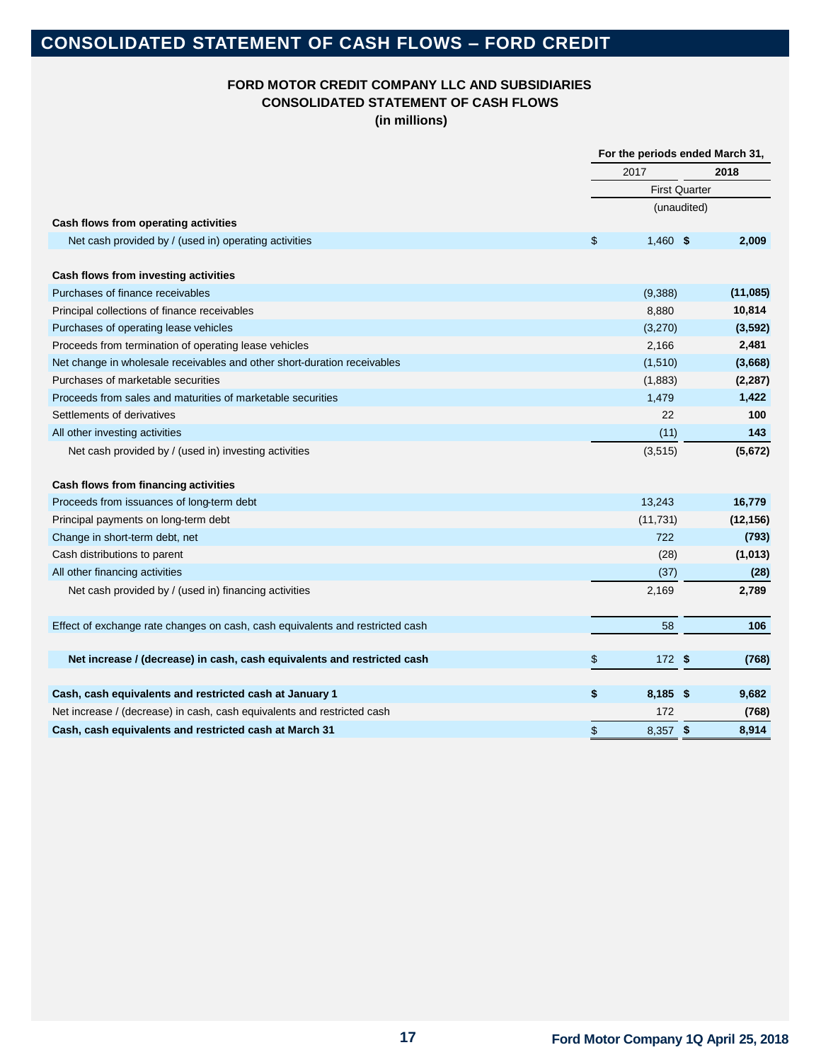# CONSOLIDATED STATEMENT OF CASH FLOWS – FORD CREDIT

**FORD MOTOR CREDIT COMPANY LLC AND SUBSIDIARIES**
**CONSOLIDATED STATEMENT OF CASH FLOWS**
**(in millions)**

| | For the periods ended March 31, | |
|---|---|---|
| | 2017 | **2018** |
| | First Quarter | |
| | (unaudited) | |
| **Cash flows from operating activities** | | |
| Net cash provided by / (used in) operating activities | $ 1,460 | **$ 2,009** |
| | | |
| **Cash flows from investing activities** | | |
| Purchases of finance receivables | (9,388) | **(11,085)** |
| Principal collections of finance receivables | 8,880 | **10,814** |
| Purchases of operating lease vehicles | (3,270) | **(3,592)** |
| Proceeds from termination of operating lease vehicles | 2,166 | **2,481** |
| Net change in wholesale receivables and other short-duration receivables | (1,510) | **(3,668)** |
| Purchases of marketable securities | (1,883) | **(2,287)** |
| Proceeds from sales and maturities of marketable securities | 1,479 | **1,422** |
| Settlements of derivatives | 22 | **100** |
| All other investing activities | (11) | **143** |
| Net cash provided by / (used in) investing activities | (3,515) | **(5,672)** |
| | | |
| **Cash flows from financing activities** | | |
| Proceeds from issuances of long-term debt | 13,243 | **16,779** |
| Principal payments on long-term debt | (11,731) | **(12,156)** |
| Change in short-term debt, net | 722 | **(793)** |
| Cash distributions to parent | (28) | **(1,013)** |
| All other financing activities | (37) | **(28)** |
| Net cash provided by / (used in) financing activities | 2,169 | **2,789** |
| | | |
| Effect of exchange rate changes on cash, cash equivalents and restricted cash | 58 | **106** |
| | | |
| **Net increase / (decrease) in cash, cash equivalents and restricted cash** | $ 172 | **$ (768)** |
| | | |
| **Cash, cash equivalents and restricted cash at January 1** | **$ 8,185** | **$ 9,682** |
| Net increase / (decrease) in cash, cash equivalents and restricted cash | 172 | **(768)** |
| **Cash, cash equivalents and restricted cash at March 31** | $ 8,357 | **$ 8,914** |